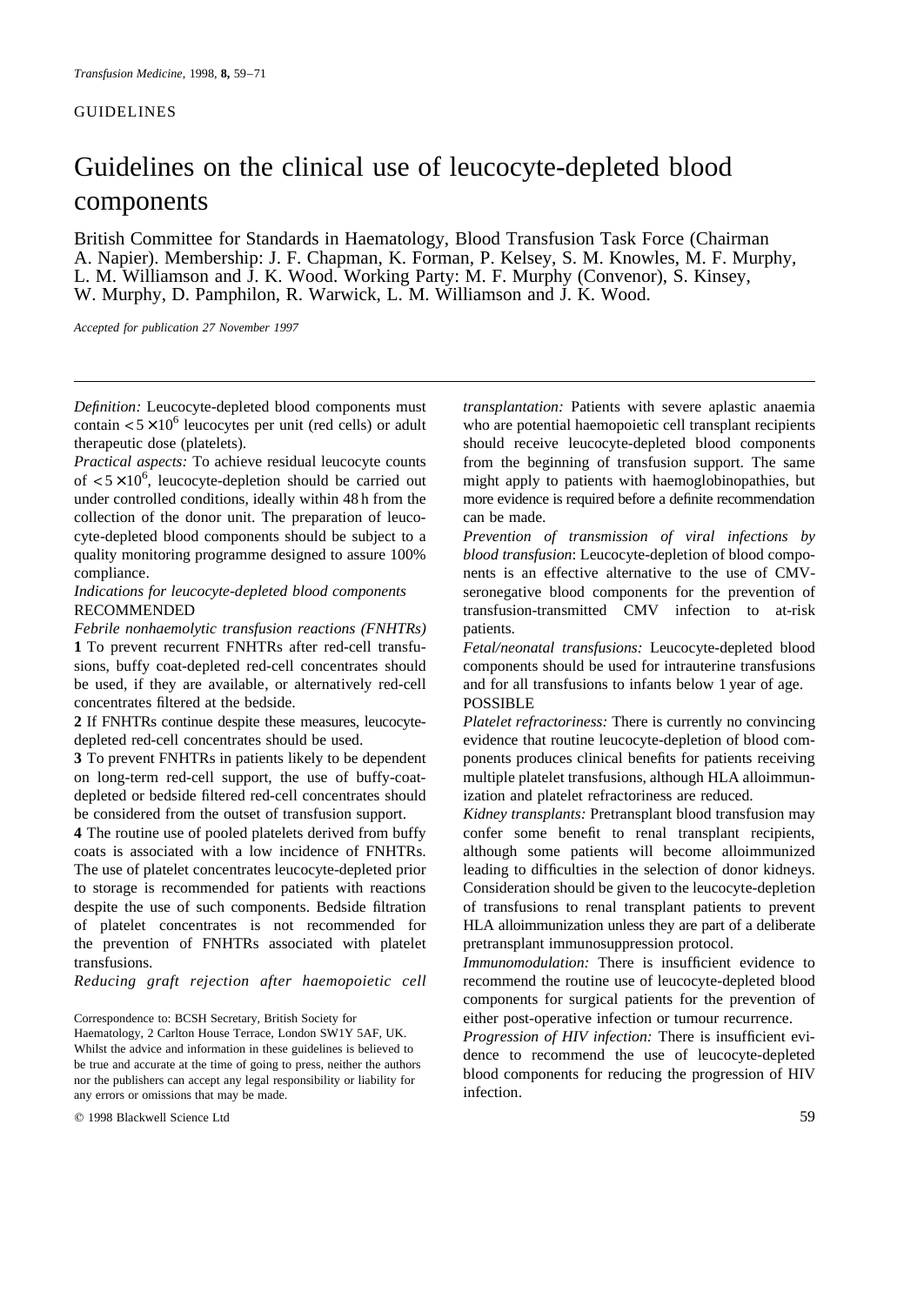GUIDELINES

# Guidelines on the clinical use of leucocyte-depleted blood components

British Committee for Standards in Haematology, Blood Transfusion Task Force (Chairman A. Napier). Membership: J. F. Chapman, K. Forman, P. Kelsey, S. M. Knowles, M. F. Murphy, L. M. Williamson and J. K. Wood. Working Party: M. F. Murphy (Convenor), S. Kinsey, W. Murphy, D. Pamphilon, R. Warwick, L. M. Williamson and J. K. Wood.

*Accepted for publication 27 November 1997*

*Definition:* Leucocyte-depleted blood components must contain $< 5 \times 10^6$ leucocytes per unit (red cells) or adult therapeutic dose (platelets).

*Practical aspects:* To achieve residual leucocyte counts of $< 5 \times 10^6$, leucocyte-depletion should be carried out under controlled conditions, ideally within 48 h from the collection of the donor unit. The preparation of leucocyte-depleted blood components should be subject to a quality monitoring programme designed to assure 100% compliance.

*Indications for leucocyte-depleted blood components*

RECOMMENDED

*Febrile nonhaemolytic transfusion reactions (FNHTRs)*

**1** To prevent recurrent FNHTRs after red-cell transfusions, buffy coat-depleted red-cell concentrates should be used, if they are available, or alternatively red-cell concentrates filtered at the bedside.

**2** If FNHTRs continue despite these measures, leucocyte-depleted red-cell concentrates should be used.

**3** To prevent FNHTRs in patients likely to be dependent on long-term red-cell support, the use of buffy-coat-depleted or bedside filtered red-cell concentrates should be considered from the outset of transfusion support.

**4** The routine use of pooled platelets derived from buffy coats is associated with a low incidence of FNHTRs. The use of platelet concentrates leucocyte-depleted prior to storage is recommended for patients with reactions despite the use of such components. Bedside filtration of platelet concentrates is not recommended for the prevention of FNHTRs associated with platelet transfusions.

*Reducing graft rejection after haemopoietic cell transplantation:* Patients with severe aplastic anaemia who are potential haemopoietic cell transplant recipients should receive leucocyte-depleted blood components from the beginning of transfusion support. The same might apply to patients with haemoglobinopathies, but more evidence is required before a definite recommendation can be made.

*Prevention of transmission of viral infections by blood transfusion*: Leucocyte-depletion of blood components is an effective alternative to the use of CMV-seronegative blood components for the prevention of transfusion-transmitted CMV infection to at-risk patients.

*Fetal/neonatal transfusions:* Leucocyte-depleted blood components should be used for intrauterine transfusions and for all transfusions to infants below 1 year of age.

POSSIBLE

*Platelet refractoriness:* There is currently no convincing evidence that routine leucocyte-depletion of blood components produces clinical benefits for patients receiving multiple platelet transfusions, although HLA alloimmunization and platelet refractoriness are reduced.

*Kidney transplants:* Pretransplant blood transfusion may confer some benefit to renal transplant recipients, although some patients will become alloimmunized leading to difficulties in the selection of donor kidneys. Consideration should be given to the leucocyte-depletion of transfusions to renal transplant patients to prevent HLA alloimmunization unless they are part of a deliberate pretransplant immunosuppression protocol.

*Immunomodulation:* There is insufficient evidence to recommend the routine use of leucocyte-depleted blood components for surgical patients for the prevention of either post-operative infection or tumour recurrence.

*Progression of HIV infection:* There is insufficient evidence to recommend the use of leucocyte-depleted blood components for reducing the progression of HIV infection.

Correspondence to: BCSH Secretary, British Society for Haematology, 2 Carlton House Terrace, London SW1Y 5AF, UK.

Whilst the advice and information in these guidelines is believed to be true and accurate at the time of going to press, neither the authors nor the publishers can accept any legal responsibility or liability for any errors or omissions that may be made.

© 1998 Blackwell Science Ltd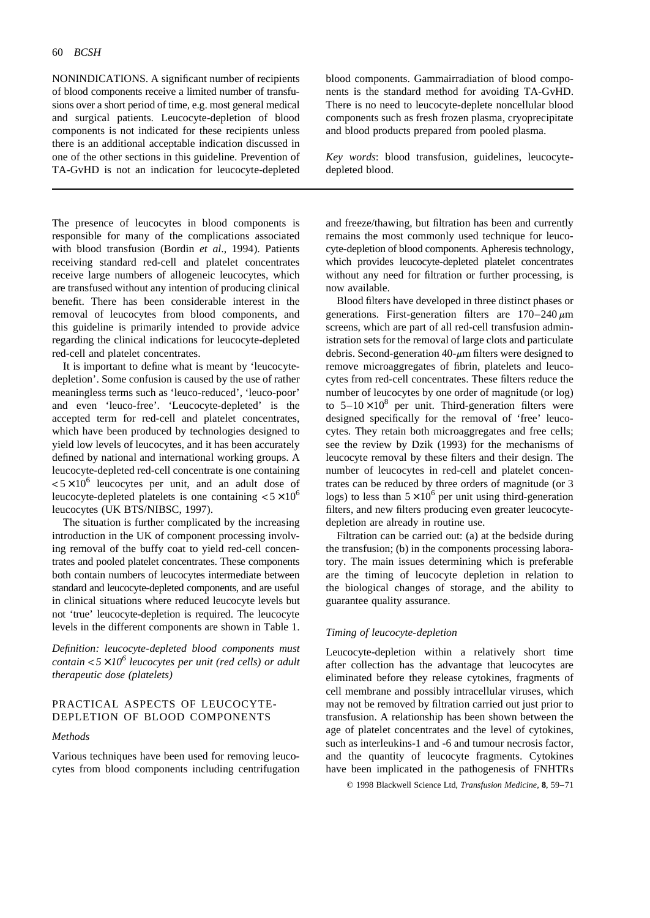NONINDICATIONS. A significant number of recipients of blood components receive a limited number of transfusions over a short period of time, e.g. most general medical and surgical patients. Leucocyte-depletion of blood components is not indicated for these recipients unless there is an additional acceptable indication discussed in one of the other sections in this guideline. Prevention of TA-GvHD is not an indication for leucocyte-depleted blood components. Gammairradiation of blood components is the standard method for avoiding TA-GvHD. There is no need to leucocyte-deplete noncellular blood components such as fresh frozen plasma, cryoprecipitate and blood products prepared from pooled plasma.

*Key words*: blood transfusion, guidelines, leucocyte-depleted blood.

---

The presence of leucocytes in blood components is responsible for many of the complications associated with blood transfusion (Bordin *et al*., 1994). Patients receiving standard red-cell and platelet concentrates receive large numbers of allogeneic leucocytes, which are transfused without any intention of producing clinical benefit. There has been considerable interest in the removal of leucocytes from blood components, and this guideline is primarily intended to provide advice regarding the clinical indications for leucocyte-depleted red-cell and platelet concentrates.

It is important to define what is meant by 'leucocyte-depletion'. Some confusion is caused by the use of rather meaningless terms such as 'leuco-reduced', 'leuco-poor' and even 'leuco-free'. 'Leucocyte-depleted' is the accepted term for red-cell and platelet concentrates, which have been produced by technologies designed to yield low levels of leucocytes, and it has been accurately defined by national and international working groups. A leucocyte-depleted red-cell concentrate is one containing $< 5 \times 10^6$ leucocytes per unit, and an adult dose of leucocyte-depleted platelets is one containing $< 5 \times 10^6$ leucocytes (UK BTS/NIBSC, 1997).

The situation is further complicated by the increasing introduction in the UK of component processing involving removal of the buffy coat to yield red-cell concentrates and pooled platelet concentrates. These components both contain numbers of leucocytes intermediate between standard and leucocyte-depleted components, and are useful in clinical situations where reduced leucocyte levels but not 'true' leucocyte-depletion is required. The leucocyte levels in the different components are shown in Table 1.

*Definition: leucocyte-depleted blood components must contain $< 5 \times 10^6$ leucocytes per unit (red cells) or adult therapeutic dose (platelets)*

## PRACTICAL ASPECTS OF LEUCOCYTE-DEPLETION OF BLOOD COMPONENTS

### *Methods*

Various techniques have been used for removing leucocytes from blood components including centrifugation and freeze/thawing, but filtration has been and currently remains the most commonly used technique for leucocyte-depletion of blood components. Apheresis technology, which provides leucocyte-depleted platelet concentrates without any need for filtration or further processing, is now available.

Blood filters have developed in three distinct phases or generations. First-generation filters are 170–240 $\mu$m screens, which are part of all red-cell transfusion administration sets for the removal of large clots and particulate debris. Second-generation 40-$\mu$m filters were designed to remove microaggregates of fibrin, platelets and leucocytes from red-cell concentrates. These filters reduce the number of leucocytes by one order of magnitude (or log) to $5–10 \times 10^8$ per unit. Third-generation filters were designed specifically for the removal of 'free' leucocytes. They retain both microaggregates and free cells; see the review by Dzik (1993) for the mechanisms of leucocyte removal by these filters and their design. The number of leucocytes in red-cell and platelet concentrates can be reduced by three orders of magnitude (or 3 logs) to less than $5 \times 10^6$ per unit using third-generation filters, and new filters producing even greater leucocyte-depletion are already in routine use.

Filtration can be carried out: (a) at the bedside during the transfusion; (b) in the components processing laboratory. The main issues determining which is preferable are the timing of leucocyte depletion in relation to the biological changes of storage, and the ability to guarantee quality assurance.

### *Timing of leucocyte-depletion*

Leucocyte-depletion within a relatively short time after collection has the advantage that leucocytes are eliminated before they release cytokines, fragments of cell membrane and possibly intracellular viruses, which may not be removed by filtration carried out just prior to transfusion. A relationship has been shown between the age of platelet concentrates and the level of cytokines, such as interleukins-1 and -6 and tumour necrosis factor, and the quantity of leucocyte fragments. Cytokines have been implicated in the pathogenesis of FNHTRs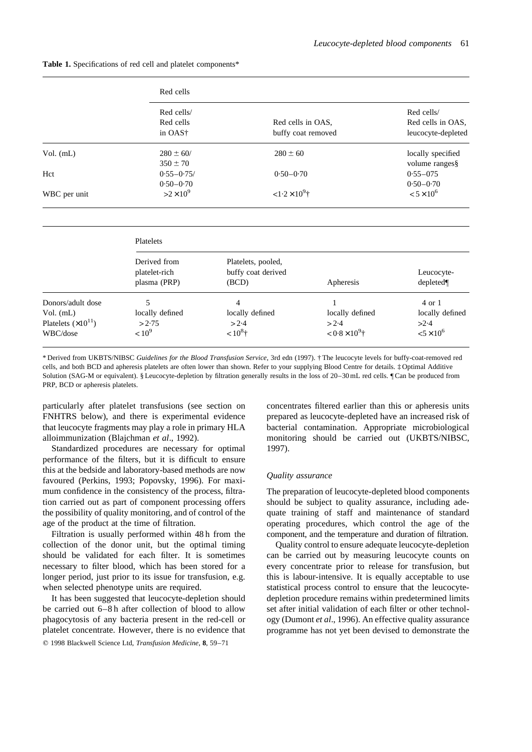**Table 1.** Specifications of red cell and platelet components*

| | Red cells | | |
|---|---|---|---|
| | Red cells/ Red cells in OAS† | Red cells in OAS, buffy coat removed | Red cells/ Red cells in OAS, leucocyte-depleted |
| Vol. (mL) | $280 \pm 60$/ $350 \pm 70$ | $280 \pm 60$ | locally specified volume ranges§ |
| Hct | 0·55–0·75/ 0·50–0·70 | 0·50–0·70 | 0·55–075 0·50–0·70 |
| WBC per unit | $>2 \times 10^9$ | $<1{\cdot}2 \times 10^9$† | $<5 \times 10^6$ |

| | Platelets | | | |
|---|---|---|---|---|
| | Derived from platelet-rich plasma (PRP) | Platelets, pooled, buffy coat derived (BCD) | Apheresis | Leucocyte-depleted¶ |
| Donors/adult dose | 5 | 4 | 1 | 4 or 1 |
| Vol. (mL) | locally defined | locally defined | locally defined | locally defined |
| Platelets ($\times 10^{11}$) | $>2{\cdot}75$ | $>2{\cdot}4$ | $>2{\cdot}4$ | $>2{\cdot}4$ |
| WBC/dose | $<10^9$ | $<10^8$† | $<0{\cdot}8 \times 10^9$† | $<5 \times 10^6$ |

* Derived from UKBTS/NIBSC *Guidelines for the Blood Transfusion Service*, 3rd edn (1997). † The leucocyte levels for buffy-coat-removed red cells, and both BCD and apheresis platelets are often lower than shown. Refer to your supplying Blood Centre for details. ‡ Optimal Additive Solution (SAG-M or equivalent). § Leucocyte-depletion by filtration generally results in the loss of 20–30 mL red cells. ¶ Can be produced from PRP, BCD or apheresis platelets.

particularly after platelet transfusions (see section on FNHTRS below), and there is experimental evidence that leucocyte fragments may play a role in primary HLA alloimmunization (Blajchman *et al*., 1992).

Standardized procedures are necessary for optimal performance of the filters, but it is difficult to ensure this at the bedside and laboratory-based methods are now favoured (Perkins, 1993; Popovsky, 1996). For maximum confidence in the consistency of the process, filtration carried out as part of component processing offers the possibility of quality monitoring, and of control of the age of the product at the time of filtration.

Filtration is usually performed within 48 h from the collection of the donor unit, but the optimal timing should be validated for each filter. It is sometimes necessary to filter blood, which has been stored for a longer period, just prior to its issue for transfusion, e.g. when selected phenotype units are required.

It has been suggested that leucocyte-depletion should be carried out 6–8 h after collection of blood to allow phagocytosis of any bacteria present in the red-cell or platelet concentrate. However, there is no evidence that concentrates filtered earlier than this or apheresis units prepared as leucocyte-depleted have an increased risk of bacterial contamination. Appropriate microbiological monitoring should be carried out (UKBTS/NIBSC, 1997).

### *Quality assurance*

The preparation of leucocyte-depleted blood components should be subject to quality assurance, including adequate training of staff and maintenance of standard operating procedures, which control the age of the component, and the temperature and duration of filtration.

Quality control to ensure adequate leucocyte-depletion can be carried out by measuring leucocyte counts on every concentrate prior to release for transfusion, but this is labour-intensive. It is equally acceptable to use statistical process control to ensure that the leucocyte-depletion procedure remains within predetermined limits set after initial validation of each filter or other technology (Dumont *et al*., 1996). An effective quality assurance programme has not yet been devised to demonstrate the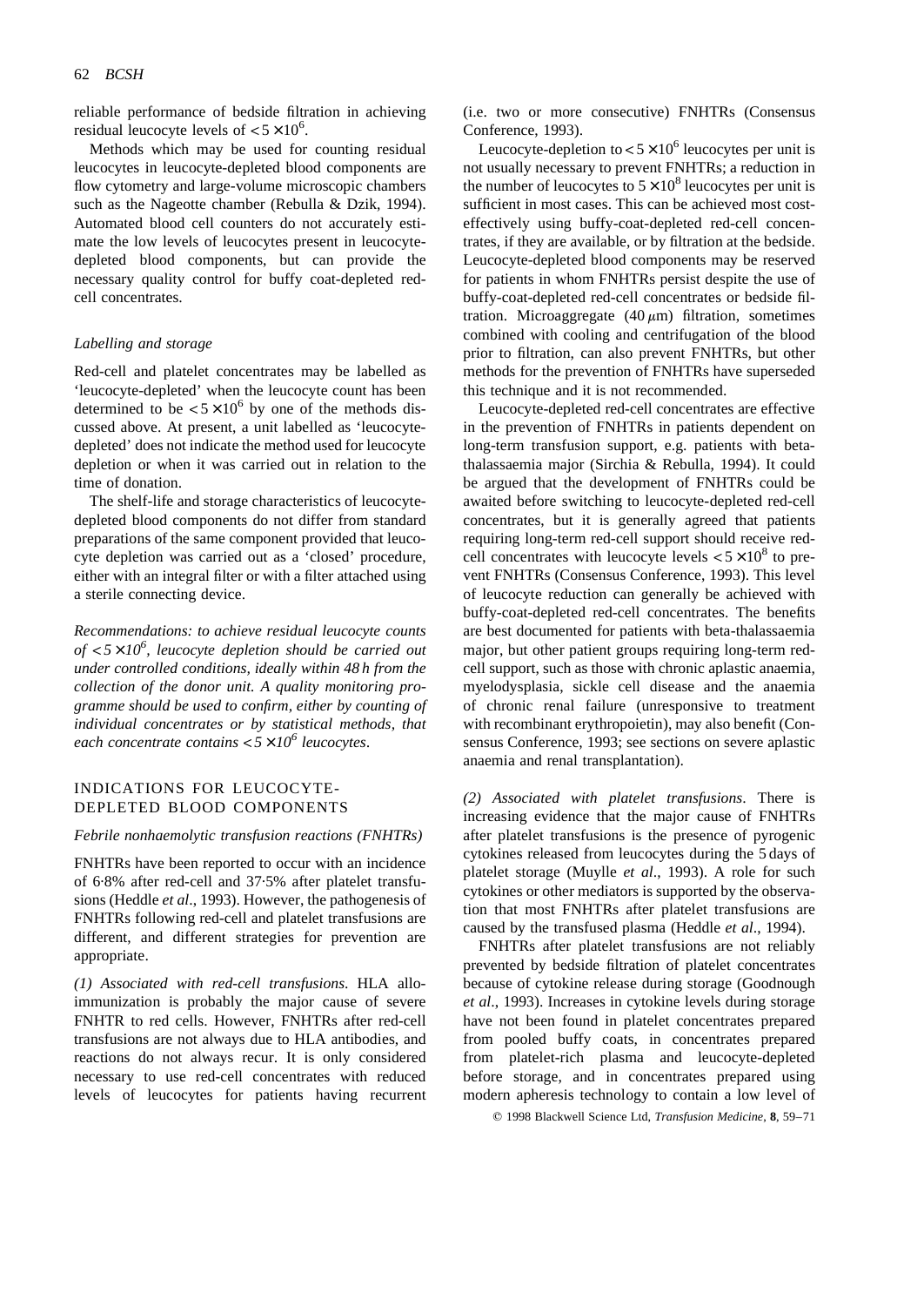reliable performance of bedside filtration in achieving residual leucocyte levels of $<5\times10^6$.

Methods which may be used for counting residual leucocytes in leucocyte-depleted blood components are flow cytometry and large-volume microscopic chambers such as the Nageotte chamber (Rebulla & Dzik, 1994). Automated blood cell counters do not accurately estimate the low levels of leucocytes present in leucocyte-depleted blood components, but can provide the necessary quality control for buffy coat-depleted red-cell concentrates.

### *Labelling and storage*

Red-cell and platelet concentrates may be labelled as 'leucocyte-depleted' when the leucocyte count has been determined to be $<5\times10^6$ by one of the methods discussed above. At present, a unit labelled as 'leucocyte-depleted' does not indicate the method used for leucocyte depletion or when it was carried out in relation to the time of donation.

The shelf-life and storage characteristics of leucocyte-depleted blood components do not differ from standard preparations of the same component provided that leucocyte depletion was carried out as a 'closed' procedure, either with an integral filter or with a filter attached using a sterile connecting device.

*Recommendations: to achieve residual leucocyte counts of $<5\times10^6$, leucocyte depletion should be carried out under controlled conditions, ideally within 48 h from the collection of the donor unit. A quality monitoring programme should be used to confirm, either by counting of individual concentrates or by statistical methods, that each concentrate contains $<5\times10^6$ leucocytes.*

## INDICATIONS FOR LEUCOCYTE-DEPLETED BLOOD COMPONENTS

### *Febrile nonhaemolytic transfusion reactions (FNHTRs)*

FNHTRs have been reported to occur with an incidence of 6·8% after red-cell and 37·5% after platelet transfusions (Heddle *et al*., 1993). However, the pathogenesis of FNHTRs following red-cell and platelet transfusions are different, and different strategies for prevention are appropriate.

*(1) Associated with red-cell transfusions*. HLA alloimmunization is probably the major cause of severe FNHTR to red cells. However, FNHTRs after red-cell transfusions are not always due to HLA antibodies, and reactions do not always recur. It is only considered necessary to use red-cell concentrates with reduced levels of leucocytes for patients having recurrent (i.e. two or more consecutive) FNHTRs (Consensus Conference, 1993).

Leucocyte-depletion to $<5\times10^6$ leucocytes per unit is not usually necessary to prevent FNHTRs; a reduction in the number of leucocytes to $5\times10^8$ leucocytes per unit is sufficient in most cases. This can be achieved most cost-effectively using buffy-coat-depleted red-cell concentrates, if they are available, or by filtration at the bedside. Leucocyte-depleted blood components may be reserved for patients in whom FNHTRs persist despite the use of buffy-coat-depleted red-cell concentrates or bedside filtration. Microaggregate (40 μm) filtration, sometimes combined with cooling and centrifugation of the blood prior to filtration, can also prevent FNHTRs, but other methods for the prevention of FNHTRs have superseded this technique and it is not recommended.

Leucocyte-depleted red-cell concentrates are effective in the prevention of FNHTRs in patients dependent on long-term transfusion support, e.g. patients with beta-thalassaemia major (Sirchia & Rebulla, 1994). It could be argued that the development of FNHTRs could be awaited before switching to leucocyte-depleted red-cell concentrates, but it is generally agreed that patients requiring long-term red-cell support should receive red-cell concentrates with leucocyte levels $<5\times10^8$ to prevent FNHTRs (Consensus Conference, 1993). This level of leucocyte reduction can generally be achieved with buffy-coat-depleted red-cell concentrates. The benefits are best documented for patients with beta-thalassaemia major, but other patient groups requiring long-term red-cell support, such as those with chronic aplastic anaemia, myelodysplasia, sickle cell disease and the anaemia of chronic renal failure (unresponsive to treatment with recombinant erythropoietin), may also benefit (Consensus Conference, 1993; see sections on severe aplastic anaemia and renal transplantation).

*(2) Associated with platelet transfusions*. There is increasing evidence that the major cause of FNHTRs after platelet transfusions is the presence of pyrogenic cytokines released from leucocytes during the 5 days of platelet storage (Muylle *et al*., 1993). A role for such cytokines or other mediators is supported by the observation that most FNHTRs after platelet transfusions are caused by the transfused plasma (Heddle *et al*., 1994).

FNHTRs after platelet transfusions are not reliably prevented by bedside filtration of platelet concentrates because of cytokine release during storage (Goodnough *et al*., 1993). Increases in cytokine levels during storage have not been found in platelet concentrates prepared from pooled buffy coats, in concentrates prepared from platelet-rich plasma and leucocyte-depleted before storage, and in concentrates prepared using modern apheresis technology to contain a low level of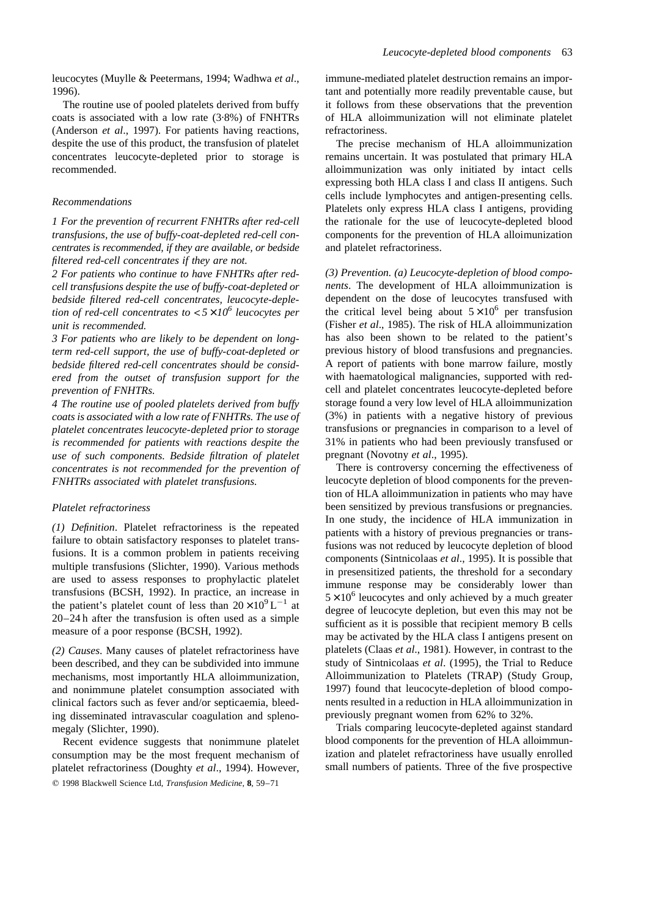leucocytes (Muylle & Peetermans, 1994; Wadhwa *et al*., 1996).

The routine use of pooled platelets derived from buffy coats is associated with a low rate (3·8%) of FNHTRs (Anderson *et al*., 1997). For patients having reactions, despite the use of this product, the transfusion of platelet concentrates leucocyte-depleted prior to storage is recommended.

*Recommendations*

*1 For the prevention of recurrent FNHTRs after red-cell transfusions, the use of buffy-coat-depleted red-cell concentrates is recommended, if they are available, or bedside filtered red-cell concentrates if they are not.*

*2 For patients who continue to have FNHTRs after red-cell transfusions despite the use of buffy-coat-depleted or bedside filtered red-cell concentrates, leucocyte-depletion of red-cell concentrates to $<5\times10^6$ leucocytes per unit is recommended.*

*3 For patients who are likely to be dependent on long-term red-cell support, the use of buffy-coat-depleted or bedside filtered red-cell concentrates should be considered from the outset of transfusion support for the prevention of FNHTRs.*

*4 The routine use of pooled platelets derived from buffy coats is associated with a low rate of FNHTRs. The use of platelet concentrates leucocyte-depleted prior to storage is recommended for patients with reactions despite the use of such components. Bedside filtration of platelet concentrates is not recommended for the prevention of FNHTRs associated with platelet transfusions.*

*Platelet refractoriness*

*(1) Definition*. Platelet refractoriness is the repeated failure to obtain satisfactory responses to platelet transfusions. It is a common problem in patients receiving multiple transfusions (Slichter, 1990). Various methods are used to assess responses to prophylactic platelet transfusions (BCSH, 1992). In practice, an increase in the patient's platelet count of less than $20\times10^9\,L^{-1}$ at 20–24 h after the transfusion is often used as a simple measure of a poor response (BCSH, 1992).

*(2) Causes*. Many causes of platelet refractoriness have been described, and they can be subdivided into immune mechanisms, most importantly HLA alloimmunization, and nonimmune platelet consumption associated with clinical factors such as fever and/or septicaemia, bleeding disseminated intravascular coagulation and splenomegaly (Slichter, 1990).

Recent evidence suggests that nonimmune platelet consumption may be the most frequent mechanism of platelet refractoriness (Doughty *et al*., 1994). However, immune-mediated platelet destruction remains an important and potentially more readily preventable cause, but it follows from these observations that the prevention of HLA alloimmunization will not eliminate platelet refractoriness.

The precise mechanism of HLA alloimmunization remains uncertain. It was postulated that primary HLA alloimmunization was only initiated by intact cells expressing both HLA class I and class II antigens. Such cells include lymphocytes and antigen-presenting cells. Platelets only express HLA class I antigens, providing the rationale for the use of leucocyte-depleted blood components for the prevention of HLA alloimmunization and platelet refractoriness.

*(3) Prevention. (a) Leucocyte-depletion of blood components*. The development of HLA alloimmunization is dependent on the dose of leucocytes transfused with the critical level being about $5\times10^6$ per transfusion (Fisher *et al*., 1985). The risk of HLA alloimmunization has also been shown to be related to the patient's previous history of blood transfusions and pregnancies. A report of patients with bone marrow failure, mostly with haematological malignancies, supported with red-cell and platelet concentrates leucocyte-depleted before storage found a very low level of HLA alloimmunization (3%) in patients with a negative history of previous transfusions or pregnancies in comparison to a level of 31% in patients who had been previously transfused or pregnant (Novotny *et al*., 1995).

There is controversy concerning the effectiveness of leucocyte depletion of blood components for the prevention of HLA alloimmunization in patients who may have been sensitized by previous transfusions or pregnancies. In one study, the incidence of HLA immunization in patients with a history of previous pregnancies or transfusions was not reduced by leucocyte depletion of blood components (Sintnicolaas *et al*., 1995). It is possible that in presensitized patients, the threshold for a secondary immune response may be considerably lower than $5\times10^6$ leucocytes and only achieved by a much greater degree of leucocyte depletion, but even this may not be sufficient as it is possible that recipient memory B cells may be activated by the HLA class I antigens present on platelets (Claas *et al*., 1981). However, in contrast to the study of Sintnicolaas *et al*. (1995), the Trial to Reduce Alloimmunization to Platelets (TRAP) (Study Group, 1997) found that leucocyte-depletion of blood components resulted in a reduction in HLA alloimmunization in previously pregnant women from 62% to 32%.

Trials comparing leucocyte-depleted against standard blood components for the prevention of HLA alloimmunization and platelet refractoriness have usually enrolled small numbers of patients. Three of the five prospective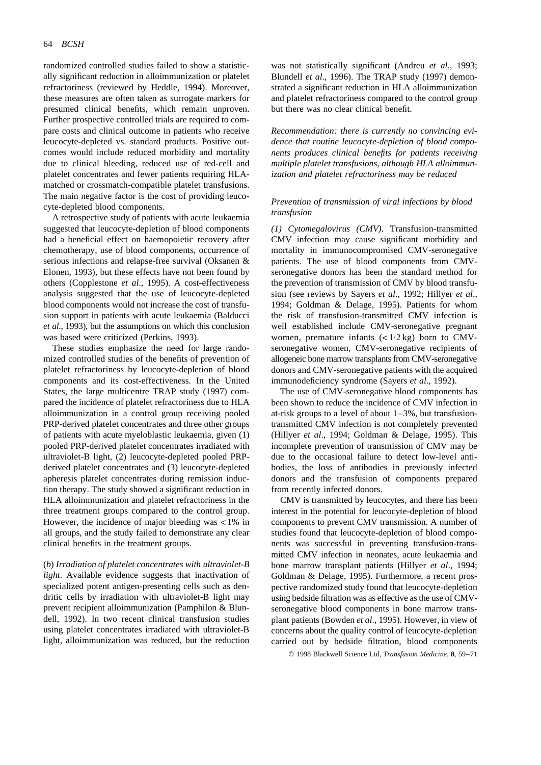randomized controlled studies failed to show a statistically significant reduction in alloimmunization or platelet refractoriness (reviewed by Heddle, 1994). Moreover, these measures are often taken as surrogate markers for presumed clinical benefits, which remain unproven. Further prospective controlled trials are required to compare costs and clinical outcome in patients who receive leucocyte-depleted vs. standard products. Positive outcomes would include reduced morbidity and mortality due to clinical bleeding, reduced use of red-cell and platelet concentrates and fewer patients requiring HLA-matched or crossmatch-compatible platelet transfusions. The main negative factor is the cost of providing leucocyte-depleted blood components.

A retrospective study of patients with acute leukaemia suggested that leucocyte-depletion of blood components had a beneficial effect on haemopoietic recovery after chemotherapy, use of blood components, occurrence of serious infections and relapse-free survival (Oksanen & Elonen, 1993), but these effects have not been found by others (Copplestone *et al*., 1995). A cost-effectiveness analysis suggested that the use of leucocyte-depleted blood components would not increase the cost of transfusion support in patients with acute leukaemia (Balducci *et al*., 1993), but the assumptions on which this conclusion was based were criticized (Perkins, 1993).

These studies emphasize the need for large randomized controlled studies of the benefits of prevention of platelet refractoriness by leucocyte-depletion of blood components and its cost-effectiveness. In the United States, the large multicentre TRAP study (1997) compared the incidence of platelet refractoriness due to HLA alloimmunization in a control group receiving pooled PRP-derived platelet concentrates and three other groups of patients with acute myeloblastic leukaemia, given (1) pooled PRP-derived platelet concentrates irradiated with ultraviolet-B light, (2) leucocyte-depleted pooled PRP-derived platelet concentrates and (3) leucocyte-depleted apheresis platelet concentrates during remission induction therapy. The study showed a significant reduction in HLA alloimmunization and platelet refractoriness in the three treatment groups compared to the control group. However, the incidence of major bleeding was $<1\%$ in all groups, and the study failed to demonstrate any clear clinical benefits in the treatment groups.

(*b*) *Irradiation of platelet concentrates with ultraviolet-B light*. Available evidence suggests that inactivation of specialized potent antigen-presenting cells such as dendritic cells by irradiation with ultraviolet-B light may prevent recipient alloimmunization (Pamphilon & Blundell, 1992). In two recent clinical transfusion studies using platelet concentrates irradiated with ultraviolet-B light, alloimmunization was reduced, but the reduction was not statistically significant (Andreu *et al*., 1993; Blundell *et al*., 1996). The TRAP study (1997) demonstrated a significant reduction in HLA alloimmunization and platelet refractoriness compared to the control group but there was no clear clinical benefit.

*Recommendation: there is currently no convincing evidence that routine leucocyte-depletion of blood components produces clinical benefits for patients receiving multiple platelet transfusions, although HLA alloimmunization and platelet refractoriness may be reduced*

### *Prevention of transmission of viral infections by blood transfusion*

*(1) Cytomegalovirus (CMV)*. Transfusion-transmitted CMV infection may cause significant morbidity and mortality in immunocompromised CMV-seronegative patients. The use of blood components from CMV-seronegative donors has been the standard method for the prevention of transmission of CMV by blood transfusion (see reviews by Sayers *et al*., 1992; Hillyer *et al*., 1994; Goldman & Delage, 1995). Patients for whom the risk of transfusion-transmitted CMV infection is well established include CMV-seronegative pregnant women, premature infants ($<1{\cdot}2$ kg) born to CMV-seronegative women, CMV-seronegative recipients of allogeneic bone marrow transplants from CMV-seronegative donors and CMV-seronegative patients with the acquired immunodeficiency syndrome (Sayers *et al*., 1992).

The use of CMV-seronegative blood components has been shown to reduce the incidence of CMV infection in at-risk groups to a level of about 1–3%, but transfusion-transmitted CMV infection is not completely prevented (Hillyer *et al*., 1994; Goldman & Delage, 1995). This incomplete prevention of transmission of CMV may be due to the occasional failure to detect low-level antibodies, the loss of antibodies in previously infected donors and the transfusion of components prepared from recently infected donors.

CMV is transmitted by leucocytes, and there has been interest in the potential for leucocyte-depletion of blood components to prevent CMV transmission. A number of studies found that leucocyte-depletion of blood components was successful in preventing transfusion-transmitted CMV infection in neonates, acute leukaemia and bone marrow transplant patients (Hillyer *et al*., 1994; Goldman & Delage, 1995). Furthermore, a recent prospective randomized study found that leucocyte-depletion using bedside filtration was as effective as the use of CMV-seronegative blood components in bone marrow transplant patients (Bowden *et al*., 1995). However, in view of concerns about the quality control of leucocyte-depletion carried out by bedside filtration, blood components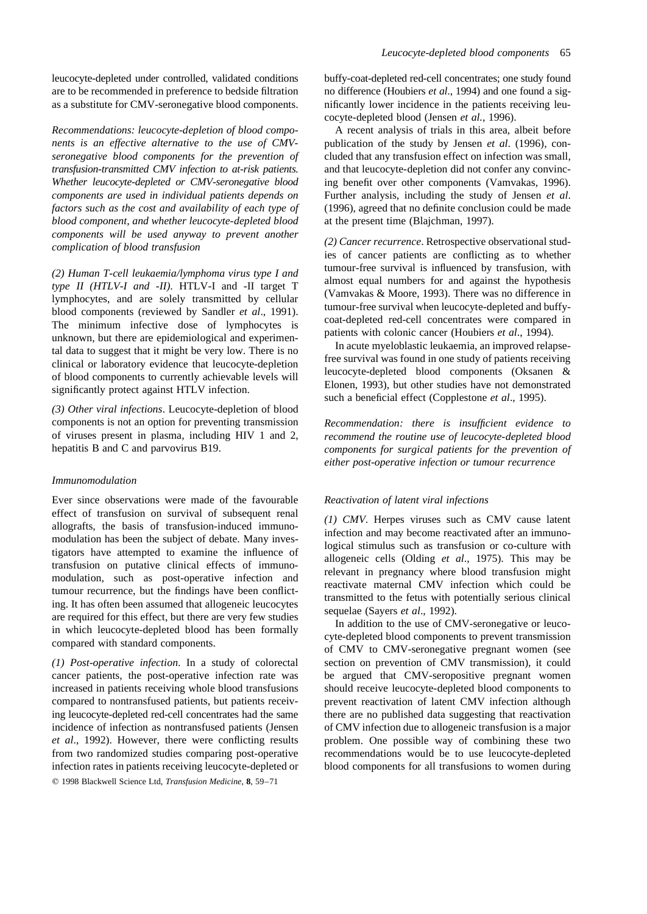leucocyte-depleted under controlled, validated conditions are to be recommended in preference to bedside filtration as a substitute for CMV-seronegative blood components.

*Recommendations: leucocyte-depletion of blood components is an effective alternative to the use of CMV-seronegative blood components for the prevention of transfusion-transmitted CMV infection to at-risk patients. Whether leucocyte-depleted or CMV-seronegative blood components are used in individual patients depends on factors such as the cost and availability of each type of blood component, and whether leucocyte-depleted blood components will be used anyway to prevent another complication of blood transfusion*

*(2) Human T-cell leukaemia/lymphoma virus type I and type II (HTLV-I and -II).* HTLV-I and -II target T lymphocytes, and are solely transmitted by cellular blood components (reviewed by Sandler *et al*., 1991). The minimum infective dose of lymphocytes is unknown, but there are epidemiological and experimental data to suggest that it might be very low. There is no clinical or laboratory evidence that leucocyte-depletion of blood components to currently achievable levels will significantly protect against HTLV infection.

*(3) Other viral infections*. Leucocyte-depletion of blood components is not an option for preventing transmission of viruses present in plasma, including HIV 1 and 2, hepatitis B and C and parvovirus B19.

### *Immunomodulation*

Ever since observations were made of the favourable effect of transfusion on survival of subsequent renal allografts, the basis of transfusion-induced immunomodulation has been the subject of debate. Many investigators have attempted to examine the influence of transfusion on putative clinical effects of immunomodulation, such as post-operative infection and tumour recurrence, but the findings have been conflicting. It has often been assumed that allogeneic leucocytes are required for this effect, but there are very few studies in which leucocyte-depleted blood has been formally compared with standard components.

*(1) Post-operative infection*. In a study of colorectal cancer patients, the post-operative infection rate was increased in patients receiving whole blood transfusions compared to nontransfused patients, but patients receiving leucocyte-depleted red-cell concentrates had the same incidence of infection as nontransfused patients (Jensen *et al*., 1992). However, there were conflicting results from two randomized studies comparing post-operative infection rates in patients receiving leucocyte-depleted or buffy-coat-depleted red-cell concentrates; one study found no difference (Houbiers *et al*., 1994) and one found a significantly lower incidence in the patients receiving leucocyte-depleted blood (Jensen *et al.*, 1996).

A recent analysis of trials in this area, albeit before publication of the study by Jensen *et al*. (1996), concluded that any transfusion effect on infection was small, and that leucocyte-depletion did not confer any convincing benefit over other components (Vamvakas, 1996). Further analysis, including the study of Jensen *et al*. (1996), agreed that no definite conclusion could be made at the present time (Blajchman, 1997).

*(2) Cancer recurrence*. Retrospective observational studies of cancer patients are conflicting as to whether tumour-free survival is influenced by transfusion, with almost equal numbers for and against the hypothesis (Vamvakas & Moore, 1993). There was no difference in tumour-free survival when leucocyte-depleted and buffy-coat-depleted red-cell concentrates were compared in patients with colonic cancer (Houbiers *et al*., 1994).

In acute myeloblastic leukaemia, an improved relapse-free survival was found in one study of patients receiving leucocyte-depleted blood components (Oksanen & Elonen, 1993), but other studies have not demonstrated such a beneficial effect (Copplestone *et al*., 1995).

*Recommendation: there is insufficient evidence to recommend the routine use of leucocyte-depleted blood components for surgical patients for the prevention of either post-operative infection or tumour recurrence*

### *Reactivation of latent viral infections*

*(1) CMV*. Herpes viruses such as CMV cause latent infection and may become reactivated after an immunological stimulus such as transfusion or co-culture with allogeneic cells (Olding *et al*., 1975). This may be relevant in pregnancy where blood transfusion might reactivate maternal CMV infection which could be transmitted to the fetus with potentially serious clinical sequelae (Sayers *et al*., 1992).

In addition to the use of CMV-seronegative or leucocyte-depleted blood components to prevent transmission of CMV to CMV-seronegative pregnant women (see section on prevention of CMV transmission), it could be argued that CMV-seropositive pregnant women should receive leucocyte-depleted blood components to prevent reactivation of latent CMV infection although there are no published data suggesting that reactivation of CMV infection due to allogeneic transfusion is a major problem. One possible way of combining these two recommendations would be to use leucocyte-depleted blood components for all transfusions to women during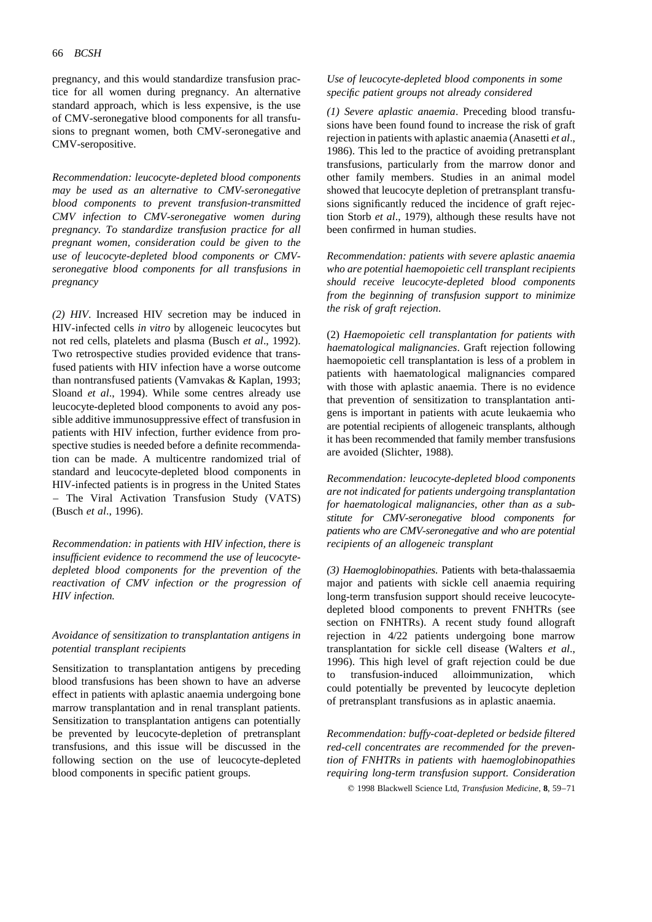pregnancy, and this would standardize transfusion practice for all women during pregnancy. An alternative standard approach, which is less expensive, is the use of CMV-seronegative blood components for all transfusions to pregnant women, both CMV-seronegative and CMV-seropositive.

*Recommendation: leucocyte-depleted blood components may be used as an alternative to CMV-seronegative blood components to prevent transfusion-transmitted CMV infection to CMV-seronegative women during pregnancy. To standardize transfusion practice for all pregnant women, consideration could be given to the use of leucocyte-depleted blood components or CMV-seronegative blood components for all transfusions in pregnancy*

*(2) HIV*. Increased HIV secretion may be induced in HIV-infected cells *in vitro* by allogeneic leucocytes but not red cells, platelets and plasma (Busch *et al*., 1992). Two retrospective studies provided evidence that transfused patients with HIV infection have a worse outcome than nontransfused patients (Vamvakas & Kaplan, 1993; Sloand *et al*., 1994). While some centres already use leucocyte-depleted blood components to avoid any possible additive immunosuppressive effect of transfusion in patients with HIV infection, further evidence from prospective studies is needed before a definite recommendation can be made. A multicentre randomized trial of standard and leucocyte-depleted blood components in HIV-infected patients is in progress in the United States – The Viral Activation Transfusion Study (VATS) (Busch *et al*., 1996).

*Recommendation: in patients with HIV infection, there is insufficient evidence to recommend the use of leucocyte-depleted blood components for the prevention of the reactivation of CMV infection or the progression of HIV infection.*

### *Avoidance of sensitization to transplantation antigens in potential transplant recipients*

Sensitization to transplantation antigens by preceding blood transfusions has been shown to have an adverse effect in patients with aplastic anaemia undergoing bone marrow transplantation and in renal transplant patients. Sensitization to transplantation antigens can potentially be prevented by leucocyte-depletion of pretransplant transfusions, and this issue will be discussed in the following section on the use of leucocyte-depleted blood components in specific patient groups.

### *Use of leucocyte-depleted blood components in some specific patient groups not already considered*

*(1) Severe aplastic anaemia*. Preceding blood transfusions have been found found to increase the risk of graft rejection in patients with aplastic anaemia (Anasetti *et al*., 1986). This led to the practice of avoiding pretransplant transfusions, particularly from the marrow donor and other family members. Studies in an animal model showed that leucocyte depletion of pretransplant transfusions significantly reduced the incidence of graft rejection Storb *et al*., 1979), although these results have not been confirmed in human studies.

*Recommendation: patients with severe aplastic anaemia who are potential haemopoietic cell transplant recipients should receive leucocyte-depleted blood components from the beginning of transfusion support to minimize the risk of graft rejection.*

(2) *Haemopoietic cell transplantation for patients with haematological malignancies*. Graft rejection following haemopoietic cell transplantation is less of a problem in patients with haematological malignancies compared with those with aplastic anaemia. There is no evidence that prevention of sensitization to transplantation antigens is important in patients with acute leukaemia who are potential recipients of allogeneic transplants, although it has been recommended that family member transfusions are avoided (Slichter, 1988).

*Recommendation: leucocyte-depleted blood components are not indicated for patients undergoing transplantation for haematological malignancies, other than as a substitute for CMV-seronegative blood components for patients who are CMV-seronegative and who are potential recipients of an allogeneic transplant*

*(3) Haemoglobinopathies*. Patients with beta-thalassaemia major and patients with sickle cell anaemia requiring long-term transfusion support should receive leucocyte-depleted blood components to prevent FNHTRs (see section on FNHTRs). A recent study found allograft rejection in 4/22 patients undergoing bone marrow transplantation for sickle cell disease (Walters *et al*., 1996). This high level of graft rejection could be due to transfusion-induced alloimmunization, which could potentially be prevented by leucocyte depletion of pretransplant transfusions as in aplastic anaemia.

*Recommendation: buffy-coat-depleted or bedside filtered red-cell concentrates are recommended for the prevention of FNHTRs in patients with haemoglobinopathies requiring long-term transfusion support. Consideration*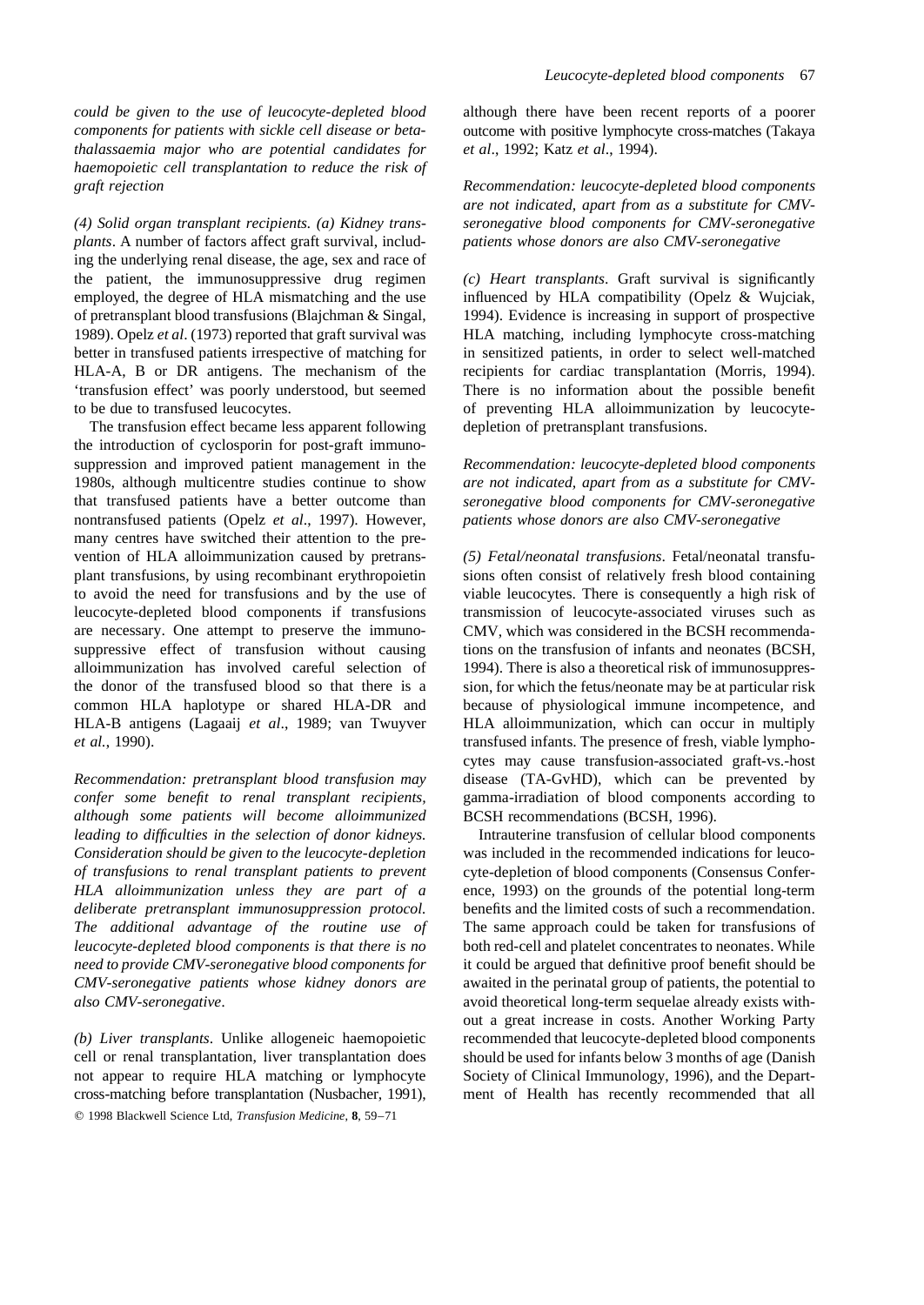*could be given to the use of leucocyte-depleted blood components for patients with sickle cell disease or beta-thalassaemia major who are potential candidates for haemopoietic cell transplantation to reduce the risk of graft rejection*

*(4) Solid organ transplant recipients. (a) Kidney transplants*. A number of factors affect graft survival, including the underlying renal disease, the age, sex and race of the patient, the immunosuppressive drug regimen employed, the degree of HLA mismatching and the use of pretransplant blood transfusions (Blajchman & Singal, 1989). Opelz *et al*. (1973) reported that graft survival was better in transfused patients irrespective of matching for HLA-A, B or DR antigens. The mechanism of the 'transfusion effect' was poorly understood, but seemed to be due to transfused leucocytes.

The transfusion effect became less apparent following the introduction of cyclosporin for post-graft immunosuppression and improved patient management in the 1980s, although multicentre studies continue to show that transfused patients have a better outcome than nontransfused patients (Opelz *et al*., 1997). However, many centres have switched their attention to the prevention of HLA alloimmunization caused by pretransplant transfusions, by using recombinant erythropoietin to avoid the need for transfusions and by the use of leucocyte-depleted blood components if transfusions are necessary. One attempt to preserve the immunosuppressive effect of transfusion without causing alloimmunization has involved careful selection of the donor of the transfused blood so that there is a common HLA haplotype or shared HLA-DR and HLA-B antigens (Lagaaij *et al*., 1989; van Twuyver *et al.*, 1990).

*Recommendation: pretransplant blood transfusion may confer some benefit to renal transplant recipients, although some patients will become alloimmunized leading to difficulties in the selection of donor kidneys. Consideration should be given to the leucocyte-depletion of transfusions to renal transplant patients to prevent HLA alloimmunization unless they are part of a deliberate pretransplant immunosuppression protocol. The additional advantage of the routine use of leucocyte-depleted blood components is that there is no need to provide CMV-seronegative blood components for CMV-seronegative patients whose kidney donors are also CMV-seronegative*.

*(b) Liver transplants*. Unlike allogeneic haemopoietic cell or renal transplantation, liver transplantation does not appear to require HLA matching or lymphocyte cross-matching before transplantation (Nusbacher, 1991), although there have been recent reports of a poorer outcome with positive lymphocyte cross-matches (Takaya *et al*., 1992; Katz *et al*., 1994).

*Recommendation: leucocyte-depleted blood components are not indicated, apart from as a substitute for CMV-seronegative blood components for CMV-seronegative patients whose donors are also CMV-seronegative*

*(c) Heart transplants*. Graft survival is significantly influenced by HLA compatibility (Opelz & Wujciak, 1994). Evidence is increasing in support of prospective HLA matching, including lymphocyte cross-matching in sensitized patients, in order to select well-matched recipients for cardiac transplantation (Morris, 1994). There is no information about the possible benefit of preventing HLA alloimmunization by leucocyte-depletion of pretransplant transfusions.

*Recommendation: leucocyte-depleted blood components are not indicated, apart from as a substitute for CMV-seronegative blood components for CMV-seronegative patients whose donors are also CMV-seronegative*

*(5) Fetal/neonatal transfusions*. Fetal/neonatal transfusions often consist of relatively fresh blood containing viable leucocytes. There is consequently a high risk of transmission of leucocyte-associated viruses such as CMV, which was considered in the BCSH recommendations on the transfusion of infants and neonates (BCSH, 1994). There is also a theoretical risk of immunosuppression, for which the fetus/neonate may be at particular risk because of physiological immune incompetence, and HLA alloimmunization, which can occur in multiply transfused infants. The presence of fresh, viable lymphocytes may cause transfusion-associated graft-vs.-host disease (TA-GvHD), which can be prevented by gamma-irradiation of blood components according to BCSH recommendations (BCSH, 1996).

Intrauterine transfusion of cellular blood components was included in the recommended indications for leucocyte-depletion of blood components (Consensus Conference, 1993) on the grounds of the potential long-term benefits and the limited costs of such a recommendation. The same approach could be taken for transfusions of both red-cell and platelet concentrates to neonates. While it could be argued that definitive proof benefit should be awaited in the perinatal group of patients, the potential to avoid theoretical long-term sequelae already exists without a great increase in costs. Another Working Party recommended that leucocyte-depleted blood components should be used for infants below 3 months of age (Danish Society of Clinical Immunology, 1996), and the Department of Health has recently recommended that all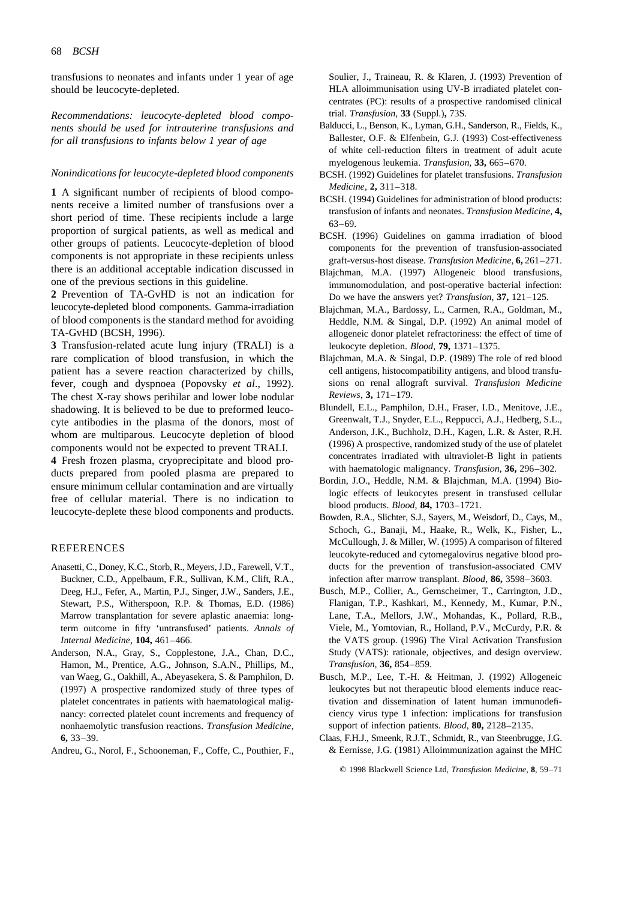transfusions to neonates and infants under 1 year of age should be leucocyte-depleted.

*Recommendations: leucocyte-depleted blood components should be used for intrauterine transfusions and for all transfusions to infants below 1 year of age*

### *Nonindications for leucocyte-depleted blood components*

**1** A significant number of recipients of blood components receive a limited number of transfusions over a short period of time. These recipients include a large proportion of surgical patients, as well as medical and other groups of patients. Leucocyte-depletion of blood components is not appropriate in these recipients unless there is an additional acceptable indication discussed in one of the previous sections in this guideline.

**2** Prevention of TA-GvHD is not an indication for leucocyte-depleted blood components. Gamma-irradiation of blood components is the standard method for avoiding TA-GvHD (BCSH, 1996).

**3** Transfusion-related acute lung injury (TRALI) is a rare complication of blood transfusion, in which the patient has a severe reaction characterized by chills, fever, cough and dyspnoea (Popovsky *et al*., 1992). The chest X-ray shows perihilar and lower lobe nodular shadowing. It is believed to be due to preformed leucocyte antibodies in the plasma of the donors, most of whom are multiparous. Leucocyte depletion of blood components would not be expected to prevent TRALI.

**4** Fresh frozen plasma, cryoprecipitate and blood products prepared from pooled plasma are prepared to ensure minimum cellular contamination and are virtually free of cellular material. There is no indication to leucocyte-deplete these blood components and products.

## REFERENCES

Anasetti, C., Doney, K.C., Storb, R., Meyers, J.D., Farewell, V.T., Buckner, C.D., Appelbaum, F.R., Sullivan, K.M., Clift, R.A., Deeg, H.J., Fefer, A., Martin, P.J., Singer, J.W., Sanders, J.E., Stewart, P.S., Witherspoon, R.P. & Thomas, E.D. (1986) Marrow transplantation for severe aplastic anaemia: long-term outcome in fifty 'untransfused' patients. *Annals of Internal Medicine*, **104,** 461–466.

Anderson, N.A., Gray, S., Copplestone, J.A., Chan, D.C., Hamon, M., Prentice, A.G., Johnson, S.A.N., Phillips, M., van Waeg, G., Oakhill, A., Abeyasekera, S. & Pamphilon, D. (1997) A prospective randomized study of three types of platelet concentrates in patients with haematological malignancy: corrected platelet count increments and frequency of nonhaemolytic transfusion reactions. *Transfusion Medicine*, **6,** 33–39.

Andreu, G., Norol, F., Schooneman, F., Coffe, C., Pouthier, F., Soulier, J., Traineau, R. & Klaren, J. (1993) Prevention of HLA alloimmunisation using UV-B irradiated platelet concentrates (PC): results of a prospective randomised clinical trial. *Transfusion*, **33** (Suppl.)**,** 73S.

Balducci, L., Benson, K., Lyman, G.H., Sanderson, R., Fields, K., Ballester, O.F. & Elfenbein, G.J. (1993) Cost-effectiveness of white cell-reduction filters in treatment of adult acute myelogenous leukemia. *Transfusion*, **33,** 665–670.

BCSH. (1992) Guidelines for platelet transfusions. *Transfusion Medicine*, **2,** 311–318.

BCSH. (1994) Guidelines for administration of blood products: transfusion of infants and neonates. *Transfusion Medicine*, **4,** 63–69.

BCSH. (1996) Guidelines on gamma irradiation of blood components for the prevention of transfusion-associated graft-versus-host disease. *Transfusion Medicine*, **6,** 261–271.

Blajchman, M.A. (1997) Allogeneic blood transfusions, immunomodulation, and post-operative bacterial infection: Do we have the answers yet? *Transfusion*, **37,** 121–125.

Blajchman, M.A., Bardossy, L., Carmen, R.A., Goldman, M., Heddle, N.M. & Singal, D.P. (1992) An animal model of allogeneic donor platelet refractoriness: the effect of time of leukocyte depletion. *Blood*, **79,** 1371–1375.

Blajchman, M.A. & Singal, D.P. (1989) The role of red blood cell antigens, histocompatibility antigens, and blood transfusions on renal allograft survival. *Transfusion Medicine Reviews*, **3,** 171–179.

Blundell, E.L., Pamphilon, D.H., Fraser, I.D., Menitove, J.E., Greenwalt, T.J., Snyder, E.L., Reppucci, A.J., Hedberg, S.L., Anderson, J.K., Buchholz, D.H., Kagen, L.R. & Aster, R.H. (1996) A prospective, randomized study of the use of platelet concentrates irradiated with ultraviolet-B light in patients with haematologic malignancy. *Transfusion*, **36,** 296–302.

Bordin, J.O., Heddle, N.M. & Blajchman, M.A. (1994) Biologic effects of leukocytes present in transfused cellular blood products. *Blood*, **84,** 1703–1721.

Bowden, R.A., Slichter, S.J., Sayers, M., Weisdorf, D., Cays, M., Schoch, G., Banaji, M., Haake, R., Welk, K., Fisher, L., McCullough, J. & Miller, W. (1995) A comparison of filtered leukokyte-reduced and cytomegalovirus negative blood products for the prevention of transfusion-associated CMV infection after marrow transplant. *Blood*, **86,** 3598–3603.

Busch, M.P., Collier, A., Gernscheimer, T., Carrington, J.D., Flanigan, T.P., Kashkari, M., Kennedy, M., Kumar, P.N., Lane, T.A., Mellors, J.W., Mohandas, K., Pollard, R.B., Viele, M., Yomtovian, R., Holland, P.V., McCurdy, P.R. & the VATS group. (1996) The Viral Activation Transfusion Study (VATS): rationale, objectives, and design overview. *Transfusion*, **36,** 854–859.

Busch, M.P., Lee, T.-H. & Heitman, J. (1992) Allogeneic leukocytes but not therapeutic blood elements induce reactivation and dissemination of latent human immunodeficiency virus type 1 infection: implications for transfusion support of infection patients. *Blood*, **80,** 2128–2135.

Claas, F.H.J., Smeenk, R.J.T., Schmidt, R., van Steenbrugge, J.G. & Eernisse, J.G. (1981) Alloimmunization against the MHC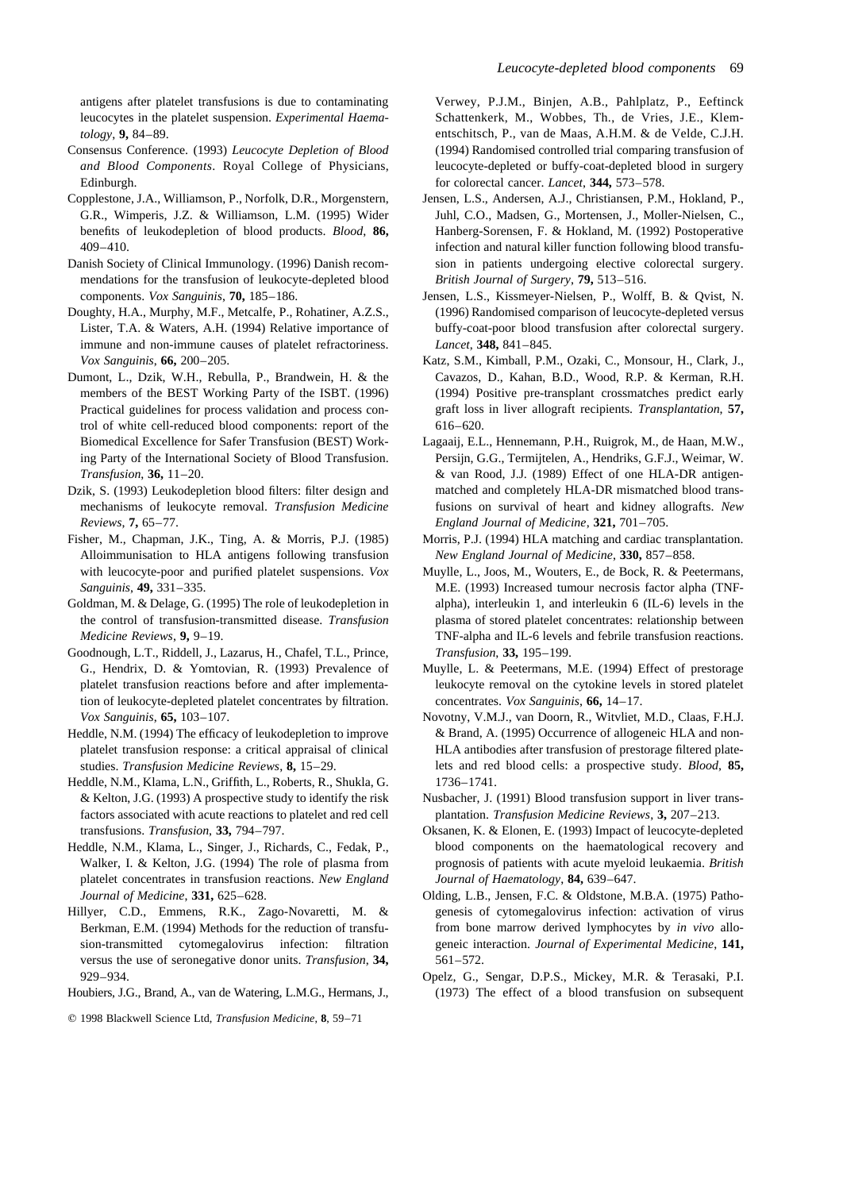antigens after platelet transfusions is due to contaminating leucocytes in the platelet suspension. *Experimental Haematology*, **9,** 84–89.

Consensus Conference. (1993) *Leucocyte Depletion of Blood and Blood Components*. Royal College of Physicians, Edinburgh.

Copplestone, J.A., Williamson, P., Norfolk, D.R., Morgenstern, G.R., Wimperis, J.Z. & Williamson, L.M. (1995) Wider benefits of leukodepletion of blood products. *Blood*, **86,** 409–410.

Danish Society of Clinical Immunology. (1996) Danish recommendations for the transfusion of leukocyte-depleted blood components. *Vox Sanguinis*, **70,** 185–186.

Doughty, H.A., Murphy, M.F., Metcalfe, P., Rohatiner, A.Z.S., Lister, T.A. & Waters, A.H. (1994) Relative importance of immune and non-immune causes of platelet refractoriness. *Vox Sanguinis*, **66,** 200–205.

Dumont, L., Dzik, W.H., Rebulla, P., Brandwein, H. & the members of the BEST Working Party of the ISBT. (1996) Practical guidelines for process validation and process control of white cell-reduced blood components: report of the Biomedical Excellence for Safer Transfusion (BEST) Working Party of the International Society of Blood Transfusion. *Transfusion*, **36,** 11–20.

Dzik, S. (1993) Leukodepletion blood filters: filter design and mechanisms of leukocyte removal. *Transfusion Medicine Reviews*, **7,** 65–77.

Fisher, M., Chapman, J.K., Ting, A. & Morris, P.J. (1985) Alloimmunisation to HLA antigens following transfusion with leucocyte-poor and purified platelet suspensions. *Vox Sanguinis*, **49,** 331–335.

Goldman, M. & Delage, G. (1995) The role of leukodepletion in the control of transfusion-transmitted disease. *Transfusion Medicine Reviews*, **9,** 9–19.

Goodnough, L.T., Riddell, J., Lazarus, H., Chafel, T.L., Prince, G., Hendrix, D. & Yomtovian, R. (1993) Prevalence of platelet transfusion reactions before and after implementation of leukocyte-depleted platelet concentrates by filtration. *Vox Sanguinis*, **65,** 103–107.

Heddle, N.M. (1994) The efficacy of leukodepletion to improve platelet transfusion response: a critical appraisal of clinical studies. *Transfusion Medicine Reviews*, **8,** 15–29.

Heddle, N.M., Klama, L.N., Griffith, L., Roberts, R., Shukla, G. & Kelton, J.G. (1993) A prospective study to identify the risk factors associated with acute reactions to platelet and red cell transfusions. *Transfusion*, **33,** 794–797.

Heddle, N.M., Klama, L., Singer, J., Richards, C., Fedak, P., Walker, I. & Kelton, J.G. (1994) The role of plasma from platelet concentrates in transfusion reactions. *New England Journal of Medicine*, **331,** 625–628.

Hillyer, C.D., Emmens, R.K., Zago-Novaretti, M. & Berkman, E.M. (1994) Methods for the reduction of transfusion-transmitted cytomegalovirus infection: filtration versus the use of seronegative donor units. *Transfusion*, **34,** 929–934.

Houbiers, J.G., Brand, A., van de Watering, L.M.G., Hermans, J., Verwey, P.J.M., Binjen, A.B., Pahlplatz, P., Eeftinck Schattenkerk, M., Wobbes, Th., de Vries, J.E., Klementschitsch, P., van de Maas, A.H.M. & de Velde, C.J.H. (1994) Randomised controlled trial comparing transfusion of leucocyte-depleted or buffy-coat-depleted blood in surgery for colorectal cancer. *Lancet*, **344,** 573–578.

Jensen, L.S., Andersen, A.J., Christiansen, P.M., Hokland, P., Juhl, C.O., Madsen, G., Mortensen, J., Moller-Nielsen, C., Hanberg-Sorensen, F. & Hokland, M. (1992) Postoperative infection and natural killer function following blood transfusion in patients undergoing elective colorectal surgery. *British Journal of Surgery*, **79,** 513–516.

Jensen, L.S., Kissmeyer-Nielsen, P., Wolff, B. & Qvist, N. (1996) Randomised comparison of leucocyte-depleted versus buffy-coat-poor blood transfusion after colorectal surgery. *Lancet*, **348,** 841–845.

Katz, S.M., Kimball, P.M., Ozaki, C., Monsour, H., Clark, J., Cavazos, D., Kahan, B.D., Wood, R.P. & Kerman, R.H. (1994) Positive pre-transplant crossmatches predict early graft loss in liver allograft recipients. *Transplantation*, **57,** 616–620.

Lagaaij, E.L., Hennemann, P.H., Ruigrok, M., de Haan, M.W., Persijn, G.G., Termijtelen, A., Hendriks, G.F.J., Weimar, W. & van Rood, J.J. (1989) Effect of one HLA-DR antigen-matched and completely HLA-DR mismatched blood transfusions on survival of heart and kidney allografts. *New England Journal of Medicine*, **321,** 701–705.

Morris, P.J. (1994) HLA matching and cardiac transplantation. *New England Journal of Medicine*, **330,** 857–858.

Muylle, L., Joos, M., Wouters, E., de Bock, R. & Peetermans, M.E. (1993) Increased tumour necrosis factor alpha (TNF-alpha), interleukin 1, and interleukin 6 (IL-6) levels in the plasma of stored platelet concentrates: relationship between TNF-alpha and IL-6 levels and febrile transfusion reactions. *Transfusion*, **33,** 195–199.

Muylle, L. & Peetermans, M.E. (1994) Effect of prestorage leukocyte removal on the cytokine levels in stored platelet concentrates. *Vox Sanguinis*, **66,** 14–17.

Novotny, V.M.J., van Doorn, R., Witvliet, M.D., Claas, F.H.J. & Brand, A. (1995) Occurrence of allogeneic HLA and non-HLA antibodies after transfusion of prestorage filtered platelets and red blood cells: a prospective study. *Blood*, **85,** 1736–1741.

Nusbacher, J. (1991) Blood transfusion support in liver transplantation. *Transfusion Medicine Reviews*, **3,** 207–213.

Oksanen, K. & Elonen, E. (1993) Impact of leucocyte-depleted blood components on the haematological recovery and prognosis of patients with acute myeloid leukaemia. *British Journal of Haematology*, **84,** 639–647.

Olding, L.B., Jensen, F.C. & Oldstone, M.B.A. (1975) Pathogenesis of cytomegalovirus infection: activation of virus from bone marrow derived lymphocytes by *in vivo* allogeneic interaction. *Journal of Experimental Medicine*, **141,** 561–572.

Opelz, G., Sengar, D.P.S., Mickey, M.R. & Terasaki, P.I. (1973) The effect of a blood transfusion on subsequent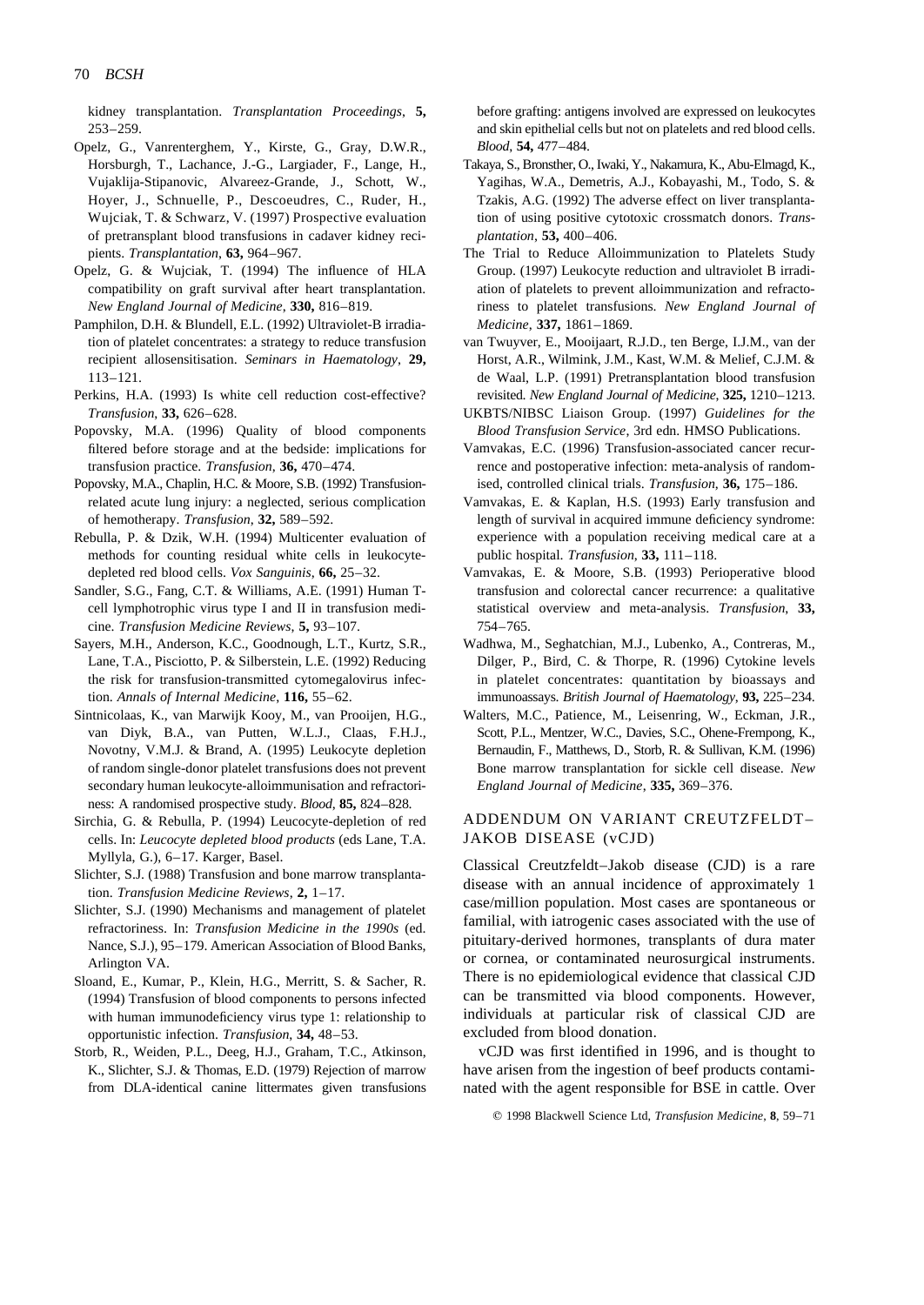kidney transplantation. *Transplantation Proceedings*, **5,** 253–259.

Opelz, G., Vanrenterghem, Y., Kirste, G., Gray, D.W.R., Horsburgh, T., Lachance, J.-G., Largiader, F., Lange, H., Vujaklija-Stipanovic, Alvareez-Grande, J., Schott, W., Hoyer, J., Schnuelle, P., Descoeudres, C., Ruder, H., Wujciak, T. & Schwarz, V. (1997) Prospective evaluation of pretransplant blood transfusions in cadaver kidney recipients. *Transplantation*, **63,** 964–967.

Opelz, G. & Wujciak, T. (1994) The influence of HLA compatibility on graft survival after heart transplantation. *New England Journal of Medicine*, **330,** 816–819.

Pamphilon, D.H. & Blundell, E.L. (1992) Ultraviolet-B irradiation of platelet concentrates: a strategy to reduce transfusion recipient allosensitisation. *Seminars in Haematology*, **29,** 113–121.

Perkins, H.A. (1993) Is white cell reduction cost-effective? *Transfusion*, **33,** 626–628.

Popovsky, M.A. (1996) Quality of blood components filtered before storage and at the bedside: implications for transfusion practice. *Transfusion*, **36,** 470–474.

Popovsky, M.A., Chaplin, H.C. & Moore, S.B. (1992) Transfusion-related acute lung injury: a neglected, serious complication of hemotherapy. *Transfusion*, **32,** 589–592.

Rebulla, P. & Dzik, W.H. (1994) Multicenter evaluation of methods for counting residual white cells in leukocyte-depleted red blood cells. *Vox Sanguinis*, **66,** 25–32.

Sandler, S.G., Fang, C.T. & Williams, A.E. (1991) Human T-cell lymphotrophic virus type I and II in transfusion medicine. *Transfusion Medicine Reviews*, **5,** 93–107.

Sayers, M.H., Anderson, K.C., Goodnough, L.T., Kurtz, S.R., Lane, T.A., Pisciotto, P. & Silberstein, L.E. (1992) Reducing the risk for transfusion-transmitted cytomegalovirus infection. *Annals of Internal Medicine*, **116,** 55–62.

Sintnicolaas, K., van Marwijk Kooy, M., van Prooijen, H.G., van Diyk, B.A., van Putten, W.L.J., Claas, F.H.J., Novotny, V.M.J. & Brand, A. (1995) Leukocyte depletion of random single-donor platelet transfusions does not prevent secondary human leukocyte-alloimmunisation and refractoriness: A randomised prospective study. *Blood*, **85,** 824–828.

Sirchia, G. & Rebulla, P. (1994) Leucocyte-depletion of red cells. In: *Leucocyte depleted blood products* (eds Lane, T.A. Myllyla, G.), 6–17. Karger, Basel.

Slichter, S.J. (1988) Transfusion and bone marrow transplantation. *Transfusion Medicine Reviews*, **2,** 1–17.

Slichter, S.J. (1990) Mechanisms and management of platelet refractoriness. In: *Transfusion Medicine in the 1990s* (ed. Nance, S.J.), 95–179. American Association of Blood Banks, Arlington VA.

Sloand, E., Kumar, P., Klein, H.G., Merritt, S. & Sacher, R. (1994) Transfusion of blood components to persons infected with human immunodeficiency virus type 1: relationship to opportunistic infection. *Transfusion*, **34,** 48–53.

Storb, R., Weiden, P.L., Deeg, H.J., Graham, T.C., Atkinson, K., Slichter, S.J. & Thomas, E.D. (1979) Rejection of marrow from DLA-identical canine littermates given transfusions before grafting: antigens involved are expressed on leukocytes and skin epithelial cells but not on platelets and red blood cells. *Blood*, **54,** 477–484.

Takaya, S., Bronsther, O., Iwaki, Y., Nakamura, K., Abu-Elmagd, K., Yagihas, W.A., Demetris, A.J., Kobayashi, M., Todo, S. & Tzakis, A.G. (1992) The adverse effect on liver transplantation of using positive cytotoxic crossmatch donors. *Transplantation*, **53,** 400–406.

The Trial to Reduce Alloimmunization to Platelets Study Group. (1997) Leukocyte reduction and ultraviolet B irradiation of platelets to prevent alloimmunization and refractoriness to platelet transfusions. *New England Journal of Medicine*, **337,** 1861–1869.

van Twuyver, E., Mooijaart, R.J.D., ten Berge, I.J.M., van der Horst, A.R., Wilmink, J.M., Kast, W.M. & Melief, C.J.M. & de Waal, L.P. (1991) Pretransplantation blood transfusion revisited. *New England Journal of Medicine*, **325,** 1210–1213.

UKBTS/NIBSC Liaison Group. (1997) *Guidelines for the Blood Transfusion Service*, 3rd edn. HMSO Publications.

Vamvakas, E.C. (1996) Transfusion-associated cancer recurrence and postoperative infection: meta-analysis of randomised, controlled clinical trials. *Transfusion*, **36,** 175–186.

Vamvakas, E. & Kaplan, H.S. (1993) Early transfusion and length of survival in acquired immune deficiency syndrome: experience with a population receiving medical care at a public hospital. *Transfusion*, **33,** 111–118.

Vamvakas, E. & Moore, S.B. (1993) Perioperative blood transfusion and colorectal cancer recurrence: a qualitative statistical overview and meta-analysis. *Transfusion*, **33,** 754–765.

Wadhwa, M., Seghatchian, M.J., Lubenko, A., Contreras, M., Dilger, P., Bird, C. & Thorpe, R. (1996) Cytokine levels in platelet concentrates: quantitation by bioassays and immunoassays. *British Journal of Haematology*, **93,** 225–234.

Walters, M.C., Patience, M., Leisenring, W., Eckman, J.R., Scott, P.L., Mentzer, W.C., Davies, S.C., Ohene-Frempong, K., Bernaudin, F., Matthews, D., Storb, R. & Sullivan, K.M. (1996) Bone marrow transplantation for sickle cell disease. *New England Journal of Medicine*, **335,** 369–376.

## ADDENDUM ON VARIANT CREUTZFELDT–JAKOB DISEASE (vCJD)

Classical Creutzfeldt–Jakob disease (CJD) is a rare disease with an annual incidence of approximately 1 case/million population. Most cases are spontaneous or familial, with iatrogenic cases associated with the use of pituitary-derived hormones, transplants of dura mater or cornea, or contaminated neurosurgical instruments. There is no epidemiological evidence that classical CJD can be transmitted via blood components. However, individuals at particular risk of classical CJD are excluded from blood donation.

vCJD was first identified in 1996, and is thought to have arisen from the ingestion of beef products contaminated with the agent responsible for BSE in cattle. Over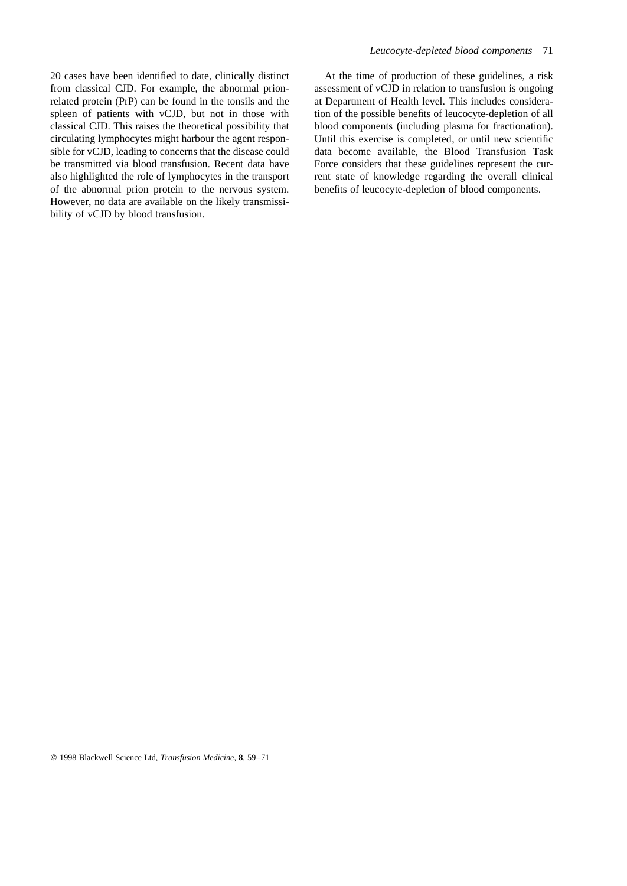20 cases have been identified to date, clinically distinct from classical CJD. For example, the abnormal prion-related protein (PrP) can be found in the tonsils and the spleen of patients with vCJD, but not in those with classical CJD. This raises the theoretical possibility that circulating lymphocytes might harbour the agent responsible for vCJD, leading to concerns that the disease could be transmitted via blood transfusion. Recent data have also highlighted the role of lymphocytes in the transport of the abnormal prion protein to the nervous system. However, no data are available on the likely transmissibility of vCJD by blood transfusion.

At the time of production of these guidelines, a risk assessment of vCJD in relation to transfusion is ongoing at Department of Health level. This includes consideration of the possible benefits of leucocyte-depletion of all blood components (including plasma for fractionation). Until this exercise is completed, or until new scientific data become available, the Blood Transfusion Task Force considers that these guidelines represent the current state of knowledge regarding the overall clinical benefits of leucocyte-depletion of blood components.